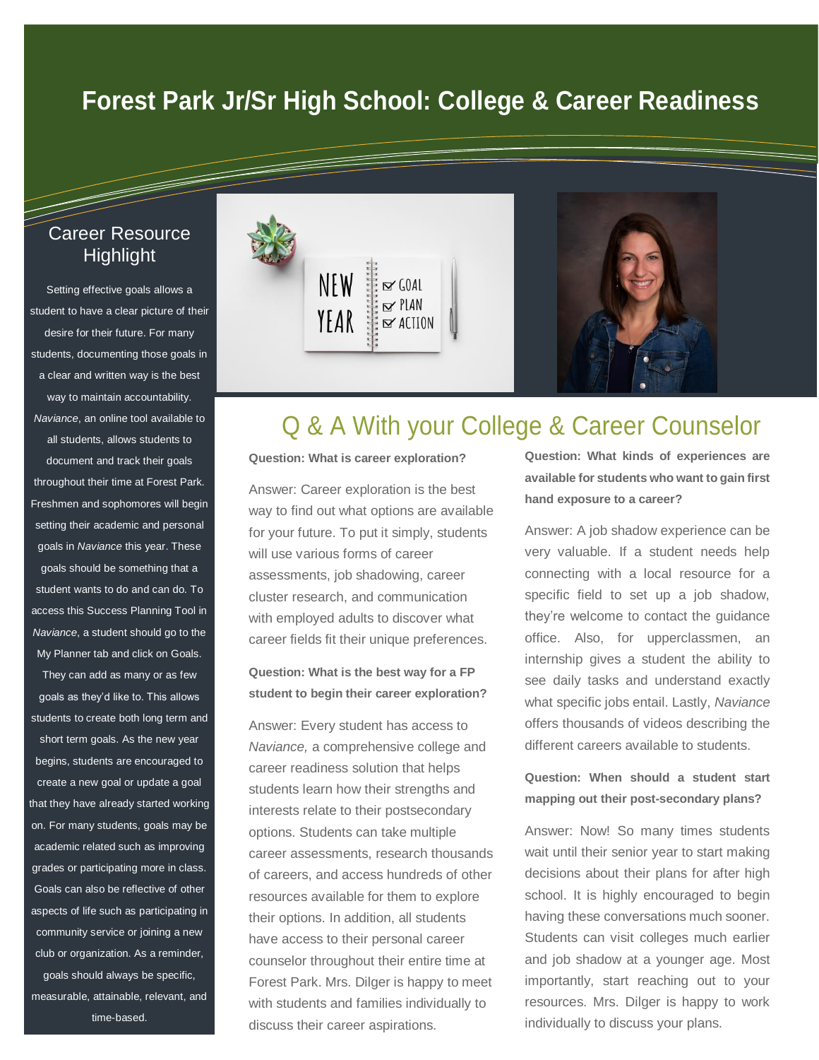# Forest Park Jr/Sr High School: College & Career Readiness

## Career Resource Highlight

Setting effective goals allows a student to have a clear picture of their desire for their future. For many students, documenting those goals in a clear and written way is the best way to maintain accountability. *Naviance*, an online tool available to all students, allows students to document and track their goals throughout their time at Forest Park. Freshmen and sophomores will begin setting their academic and personal goals in *Naviance* this year. These goals should be something that a student wants to do and can do. To access this Success Planning Tool in *Naviance*, a student should go to the My Planner tab and click on Goals. They can add as many or as few goals as they'd like to. This allows students to create both long term and short term goals. As the new year begins, students are encouraged to create a new goal or update a goal that they have already started working on. For many students, goals may be academic related such as improving grades or participating more in class. Goals can also be reflective of other aspects of life such as participating in community service or joining a new club or organization. As a reminder, goals should always be specific, measurable, attainable, relevant, and time-based.

## Q & A With your College & Career Counselor

**Question: What is career exploration?**

Answer: Career exploration is the best way to find out what options are available for your future. To put it simply, students will use various forms of career assessments, job shadowing, career cluster research, and communication with employed adults to discover what career fields fit their unique preferences.

**Question: What is the best way for a FP student to begin their career exploration?**

Answer: Every student has access to *Naviance,* a comprehensive college and career readiness solution that helps students learn how their strengths and interests relate to their postsecondary options. Students can take multiple career assessments, research thousands of careers, and access hundreds of other resources available for them to explore their options. In addition, all students have access to their personal career counselor throughout their entire time at Forest Park. Mrs. Dilger is happy to meet with students and families individually to discuss their career aspirations.

**Question: What kinds of experiences are available for students who want to gain first hand exposure to a career?**

Answer: A job shadow experience can be very valuable. If a student needs help connecting with a local resource for a specific field to set up a job shadow, they're welcome to contact the guidance office. Also, for upperclassmen, an internship gives a student the ability to see daily tasks and understand exactly what specific jobs entail. Lastly, *Naviance* offers thousands of videos describing the different careers available to students.

**Question: When should a student start mapping out their post-secondary plans?**

Answer: Now! So many times students wait until their senior year to start making decisions about their plans for after high school. It is highly encouraged to begin having these conversations much sooner. Students can visit colleges much earlier and job shadow at a younger age. Most importantly, start reaching out to your resources. Mrs. Dilger is happy to work individually to discuss your plans.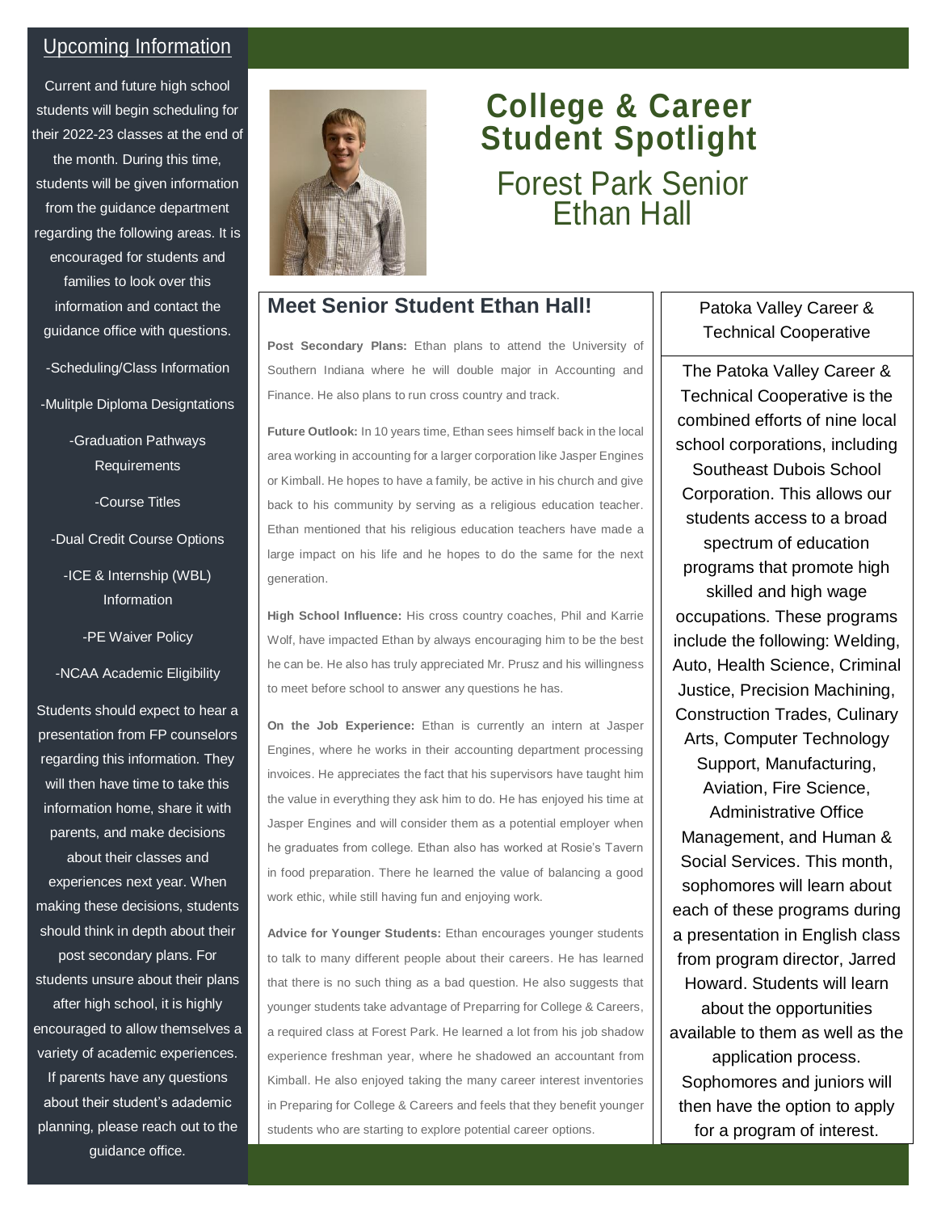# College & Career Student Spotlight

## Forest Park Senior Ethan Hall

## Meet Senior Student Ethan Hall!

**Post Secondary Plans:** Ethan plans to attend the University of Southern Indiana where he will double major in Accounting and Finance. He also plans to run cross country and track.

**Future Outlook:** In 10 years time, Ethan sees himself back in the local area working in accounting for a larger corporation like Jasper Engines or Kimball. He hopes to have a family, be active in his church and give back to his community by serving as a religious education teacher. Ethan mentioned that his religious education teachers have made a large impact on his life and he hopes to do the same for the next generation.

**High School Influence:** His cross country coaches, Phil and Karrie Wolf, have impacted Ethan by always encouraging him to be the best he can be. He also has truly appreciated Mr. Prusz and his willingness to meet before school to answer any questions he has.

**On the Job Experience:** Ethan is currently an intern at Jasper Engines, where he works in their accounting department processing invoices. He appreciates the fact that his supervisors have taught him the value in everything they ask him to do. He has enjoyed his time at Jasper Engines and will consider them as a potential employer when he graduates from college. Ethan also has worked at Rosie's Tavern in food preparation. There he learned the value of balancing a good work ethic, while still having fun and enjoying work.

**Advice for Younger Students:** Ethan encourages younger students to talk to many different people about their careers. He has learned that there is no such thing as a bad question. He also suggests that younger students take advantage of Preparring for College & Careers, a required class at Forest Park. He learned a lot from his job shadow experience freshman year, where he shadowed an accountant from Kimball. He also enjoyed taking the many career interest inventories in Preparing for College & Careers and feels that they benefit younger students who are starting to explore potential career options.

## Patoka Valley Career & Technical Cooperative

The Patoka Valley Career & Technical Cooperative is the combined efforts of nine local school corporations, including Southeast Dubois School Corporation. This allows our students access to a broad spectrum of education programs that promote high skilled and high wage occupations. These programs include the following: Welding, Auto, Health Science, Criminal Justice, Precision Machining, Construction Trades, Culinary Arts, Computer Technology Support, Manufacturing, Aviation, Fire Science, Administrative Office Management, and Human & Social Services. This month, sophomores will learn about each of these programs during a presentation in English class from program director, Jarred Howard. Students will learn about the opportunities available to them as well as the application process. Sophomores and juniors will then have the option to apply for a program of interest.

## Upcoming Information

Current and future high school students will begin scheduling for their 2022-23 classes at the end of the month. During this time, students will be given information from the guidance department regarding the following areas. It is encouraged for students and families to look over this information and contact the guidance office with questions.

- Scheduling/Class Information
- Mulitple Diploma Designtations
- Graduation Pathways Requirements
- Course Titles
- Dual Credit Course Options
- ICE & Internship (WBL) Information
- PE Waiver Policy
- NCAA Academic Eligibility

Students should expect to hear a presentation from FP counselors regarding this information. They will then have time to take this information home, share it with parents, and make decisions about their classes and experiences next year. When making these decisions, students should think in depth about their post secondary plans. For students unsure about their plans after high school, it is highly encouraged to allow themselves a variety of academic experiences. If parents have any questions about their student's adademic planning, please reach out to the guidance office.